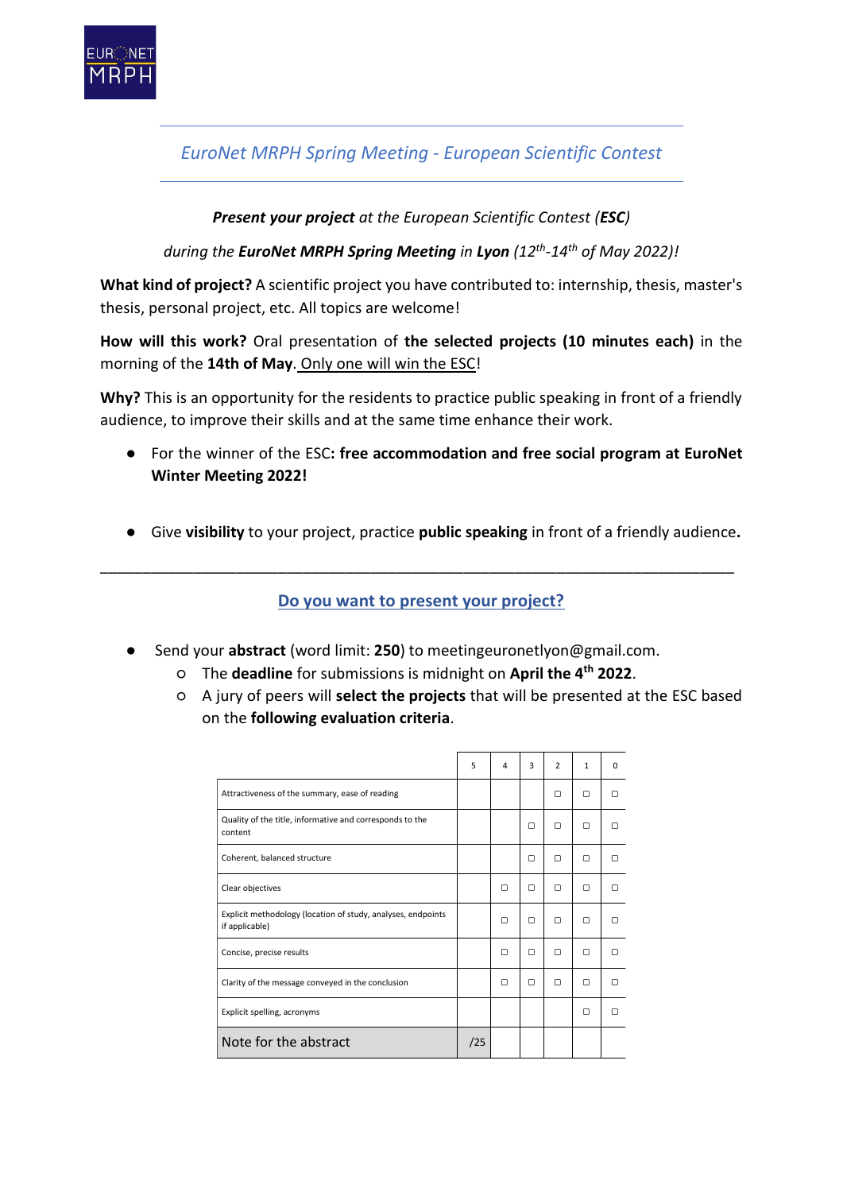## *EuroNet MRPH Spring Meeting - European Scientific Contest*

***Present your project** at the European Scientific Contest (**ESC**)*

*during the **EuroNet MRPH Spring Meeting** in **Lyon** (12th-14th of May 2022)!*

**What kind of project?** A scientific project you have contributed to: internship, thesis, master's thesis, personal project, etc. All topics are welcome!

**How will this work?** Oral presentation of **the selected projects (10 minutes each)** in the morning of the **14th of May**. Only one will win the ESC!

**Why?** This is an opportunity for the residents to practice public speaking in front of a friendly audience, to improve their skills and at the same time enhance their work.

- For the winner of the ESC**: free accommodation and free social program at EuroNet Winter Meeting 2022!**
- Give **visibility** to your project, practice **public speaking** in front of a friendly audience**.**

---

### Do you want to present your project?

- Send your **abstract** (word limit: **250**) to meetingeuronetlyon@gmail.com.
  - The **deadline** for submissions is midnight on **April the 4th 2022**.
  - A jury of peers will **select the projects** that will be presented at the ESC based on the **following evaluation criteria**.

| | 5 | 4 | 3 | 2 | 1 | 0 |
|---|---|---|---|---|---|---|
| Attractiveness of the summary, ease of reading | | | | ☐ | ☐ | ☐ |
| Quality of the title, informative and corresponds to the content | | | ☐ | ☐ | ☐ | ☐ |
| Coherent, balanced structure | | | ☐ | ☐ | ☐ | ☐ |
| Clear objectives | | ☐ | ☐ | ☐ | ☐ | ☐ |
| Explicit methodology (location of study, analyses, endpoints if applicable) | | ☐ | ☐ | ☐ | ☐ | ☐ |
| Concise, precise results | | ☐ | ☐ | ☐ | ☐ | ☐ |
| Clarity of the message conveyed in the conclusion | | ☐ | ☐ | ☐ | ☐ | ☐ |
| Explicit spelling, acronyms | | | | | ☐ | ☐ |
| Note for the abstract | /25 | | | | | |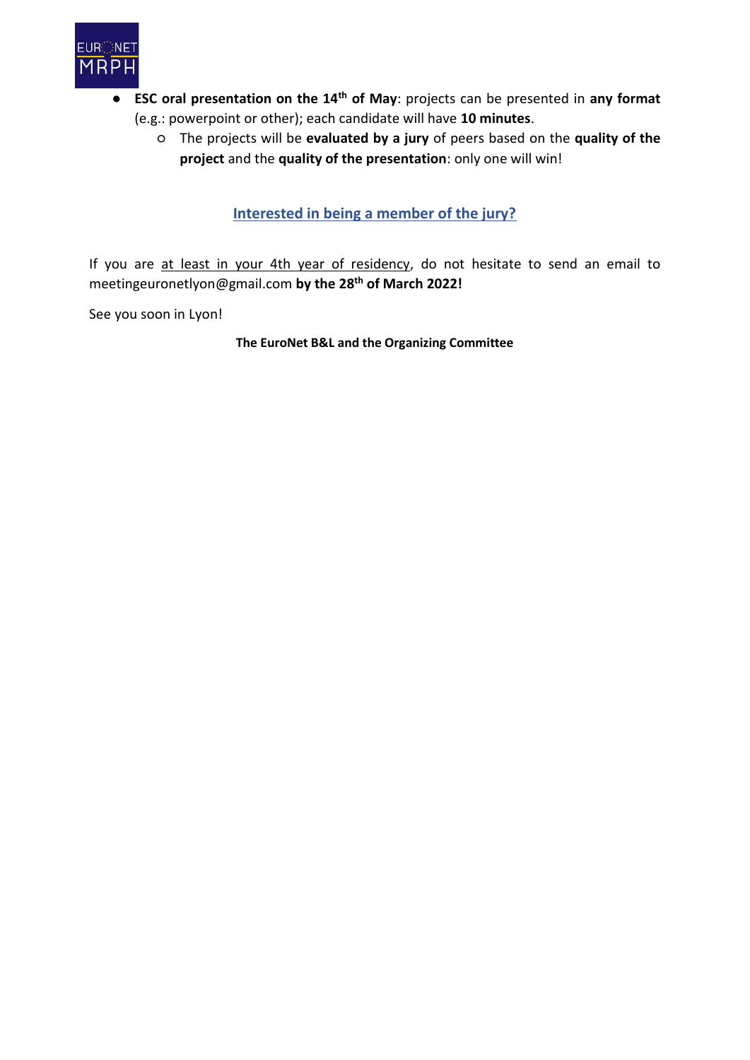- **ESC oral presentation on the 14th of May**: projects can be presented in **any format** (e.g.: powerpoint or other); each candidate will have **10 minutes**.
  - The projects will be **evaluated by a jury** of peers based on the **quality of the project** and the **quality of the presentation**: only one will win!

## Interested in being a member of the jury?

If you are at least in your 4th year of residency, do not hesitate to send an email to meetingeuronetlyon@gmail.com **by the 28th of March 2022!**

See you soon in Lyon!

**The EuroNet B&L and the Organizing Committee**